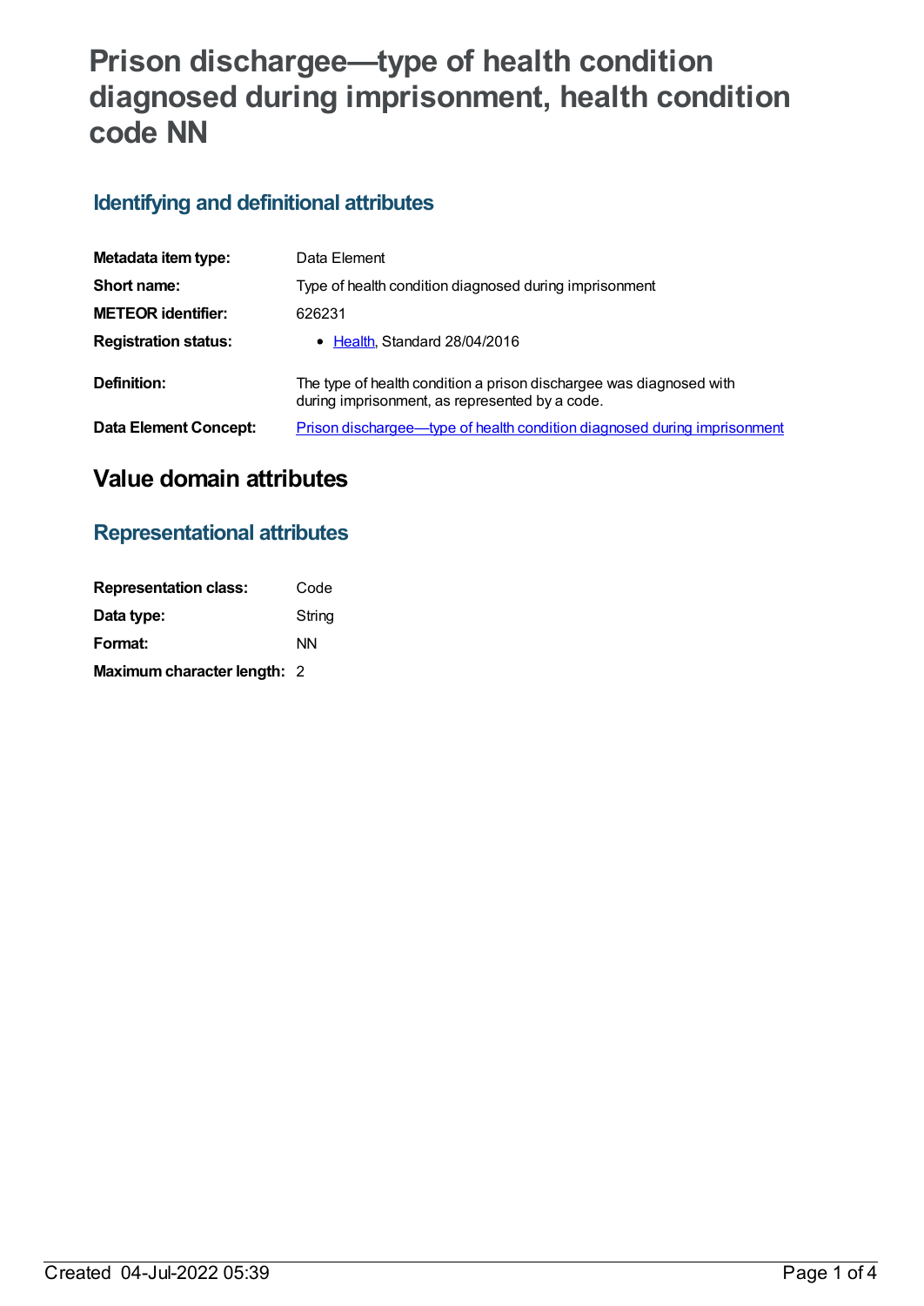# Prison dischargee—type of health condition diagnosed during imprisonment, health condition code NN

## Identifying and definitional attributes

| | |
|---|---|
| **Metadata item type:** | Data Element |
| **Short name:** | Type of health condition diagnosed during imprisonment |
| **METEOR identifier:** | 626231 |
| **Registration status:** | • Health, Standard 28/04/2016 |
| **Definition:** | The type of health condition a prison dischargee was diagnosed with during imprisonment, as represented by a code. |
| **Data Element Concept:** | Prison dischargee—type of health condition diagnosed during imprisonment |

# Value domain attributes

## Representational attributes

| | |
|---|---|
| **Representation class:** | Code |
| **Data type:** | String |
| **Format:** | NN |
| **Maximum character length:** | 2 |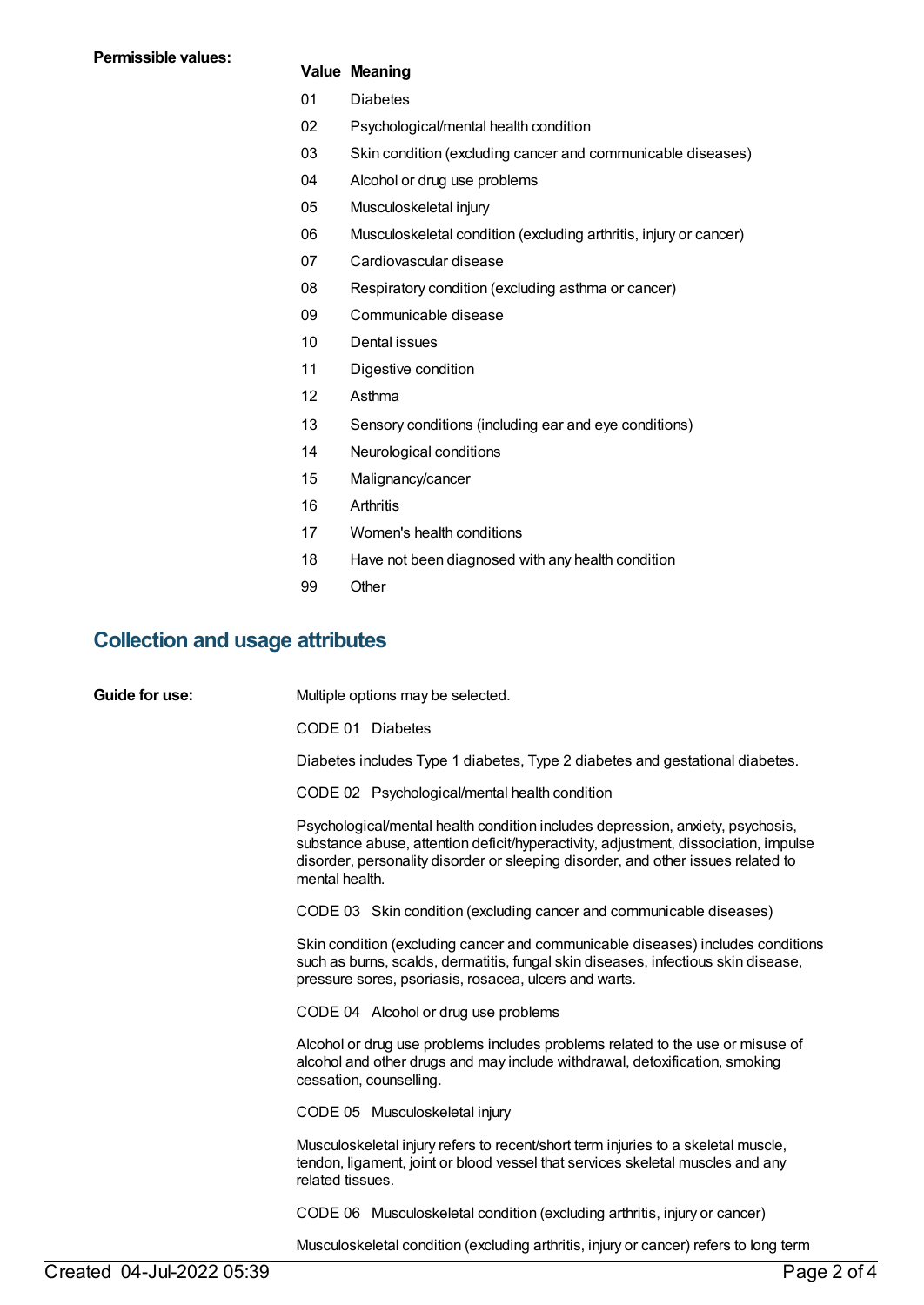**Permissible values:**

| Value | Meaning |
|---|---|
| 01 | Diabetes |
| 02 | Psychological/mental health condition |
| 03 | Skin condition (excluding cancer and communicable diseases) |
| 04 | Alcohol or drug use problems |
| 05 | Musculoskeletal injury |
| 06 | Musculoskeletal condition (excluding arthritis, injury or cancer) |
| 07 | Cardiovascular disease |
| 08 | Respiratory condition (excluding asthma or cancer) |
| 09 | Communicable disease |
| 10 | Dental issues |
| 11 | Digestive condition |
| 12 | Asthma |
| 13 | Sensory conditions (including ear and eye conditions) |
| 14 | Neurological conditions |
| 15 | Malignancy/cancer |
| 16 | Arthritis |
| 17 | Women's health conditions |
| 18 | Have not been diagnosed with any health condition |
| 99 | Other |

## Collection and usage attributes

**Guide for use:**

Multiple options may be selected.

CODE 01 Diabetes

Diabetes includes Type 1 diabetes, Type 2 diabetes and gestational diabetes.

CODE 02 Psychological/mental health condition

Psychological/mental health condition includes depression, anxiety, psychosis, substance abuse, attention deficit/hyperactivity, adjustment, dissociation, impulse disorder, personality disorder or sleeping disorder, and other issues related to mental health.

CODE 03 Skin condition (excluding cancer and communicable diseases)

Skin condition (excluding cancer and communicable diseases) includes conditions such as burns, scalds, dermatitis, fungal skin diseases, infectious skin disease, pressure sores, psoriasis, rosacea, ulcers and warts.

CODE 04 Alcohol or drug use problems

Alcohol or drug use problems includes problems related to the use or misuse of alcohol and other drugs and may include withdrawal, detoxification, smoking cessation, counselling.

CODE 05 Musculoskeletal injury

Musculoskeletal injury refers to recent/short term injuries to a skeletal muscle, tendon, ligament, joint or blood vessel that services skeletal muscles and any related tissues.

CODE 06 Musculoskeletal condition (excluding arthritis, injury or cancer)

Musculoskeletal condition (excluding arthritis, injury or cancer) refers to long term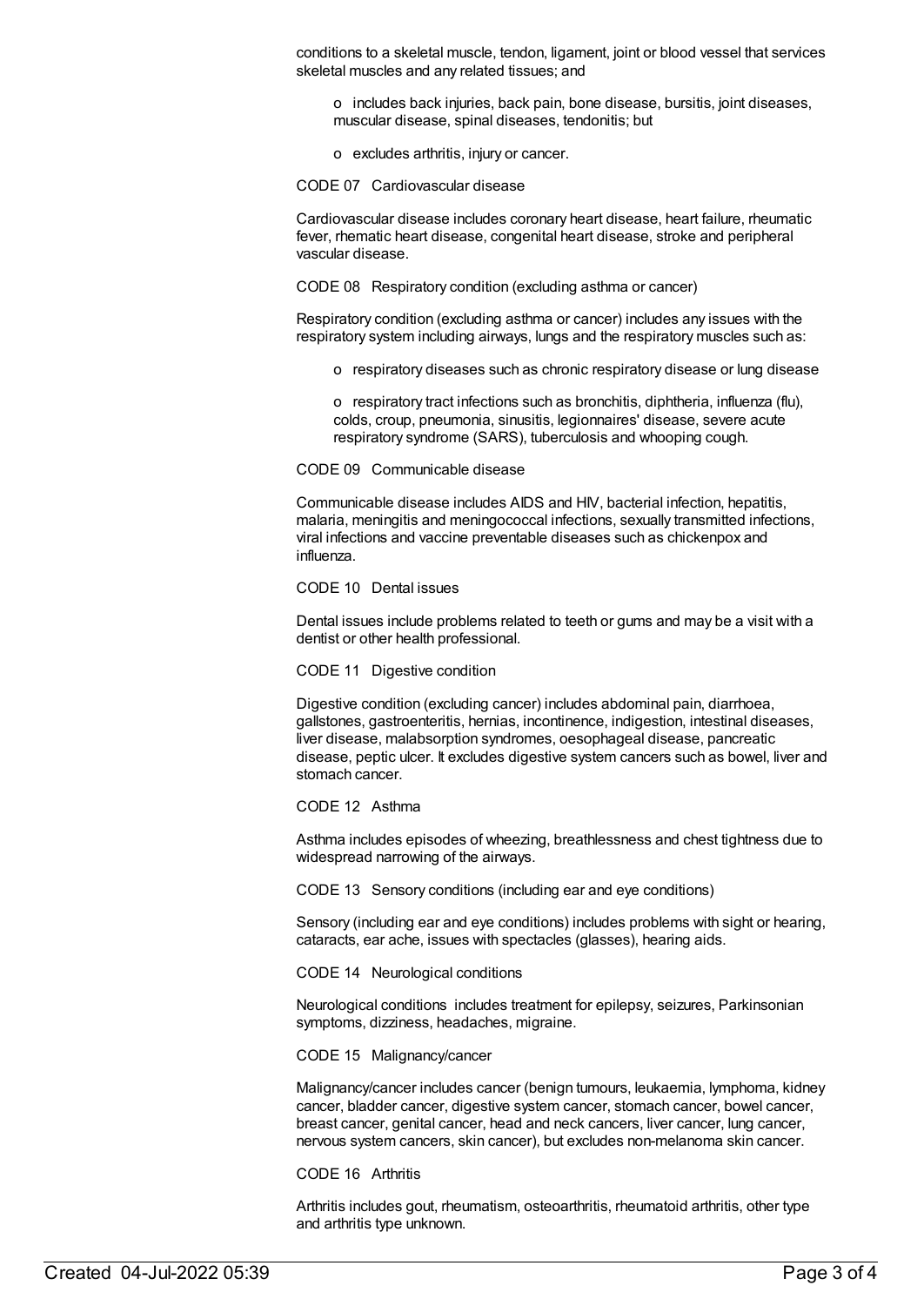conditions to a skeletal muscle, tendon, ligament, joint or blood vessel that services skeletal muscles and any related tissues; and

- o includes back injuries, back pain, bone disease, bursitis, joint diseases, muscular disease, spinal diseases, tendonitis; but
- o excludes arthritis, injury or cancer.

CODE 07 Cardiovascular disease

Cardiovascular disease includes coronary heart disease, heart failure, rheumatic fever, rhematic heart disease, congenital heart disease, stroke and peripheral vascular disease.

CODE 08 Respiratory condition (excluding asthma or cancer)

Respiratory condition (excluding asthma or cancer) includes any issues with the respiratory system including airways, lungs and the respiratory muscles such as:

- o respiratory diseases such as chronic respiratory disease or lung disease
- o respiratory tract infections such as bronchitis, diphtheria, influenza (flu), colds, croup, pneumonia, sinusitis, legionnaires' disease, severe acute respiratory syndrome (SARS), tuberculosis and whooping cough.

CODE 09 Communicable disease

Communicable disease includes AIDS and HIV, bacterial infection, hepatitis, malaria, meningitis and meningococcal infections, sexually transmitted infections, viral infections and vaccine preventable diseases such as chickenpox and influenza.

CODE 10 Dental issues

Dental issues include problems related to teeth or gums and may be a visit with a dentist or other health professional.

CODE 11 Digestive condition

Digestive condition (excluding cancer) includes abdominal pain, diarrhoea, gallstones, gastroenteritis, hernias, incontinence, indigestion, intestinal diseases, liver disease, malabsorption syndromes, oesophageal disease, pancreatic disease, peptic ulcer. It excludes digestive system cancers such as bowel, liver and stomach cancer.

CODE 12 Asthma

Asthma includes episodes of wheezing, breathlessness and chest tightness due to widespread narrowing of the airways.

CODE 13 Sensory conditions (including ear and eye conditions)

Sensory (including ear and eye conditions) includes problems with sight or hearing, cataracts, ear ache, issues with spectacles (glasses), hearing aids.

CODE 14 Neurological conditions

Neurological conditions includes treatment for epilepsy, seizures, Parkinsonian symptoms, dizziness, headaches, migraine.

CODE 15 Malignancy/cancer

Malignancy/cancer includes cancer (benign tumours, leukaemia, lymphoma, kidney cancer, bladder cancer, digestive system cancer, stomach cancer, bowel cancer, breast cancer, genital cancer, head and neck cancers, liver cancer, lung cancer, nervous system cancers, skin cancer), but excludes non-melanoma skin cancer.

CODE 16 Arthritis

Arthritis includes gout, rheumatism, osteoarthritis, rheumatoid arthritis, other type and arthritis type unknown.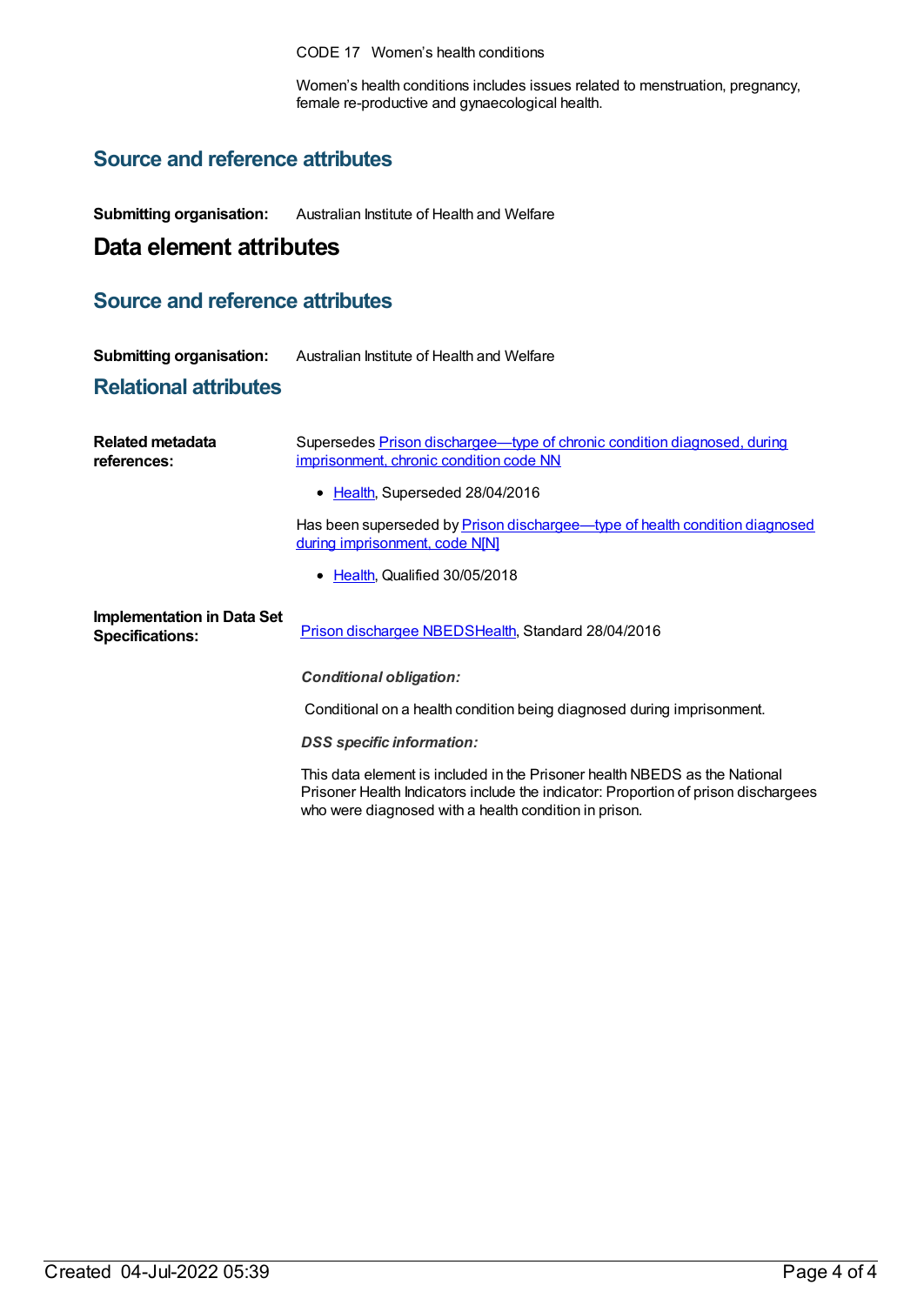CODE 17 Women's health conditions

Women's health conditions includes issues related to menstruation, pregnancy, female re-productive and gynaecological health.

## Source and reference attributes

**Submitting organisation:** Australian Institute of Health and Welfare

# Data element attributes

## Source and reference attributes

**Submitting organisation:** Australian Institute of Health and Welfare

## Relational attributes

**Related metadata references:**

Supersedes Prison dischargee—type of chronic condition diagnosed, during imprisonment, chronic condition code NN

- Health, Superseded 28/04/2016

Has been superseded by Prison dischargee—type of health condition diagnosed during imprisonment, code N[N]

- Health, Qualified 30/05/2018

**Implementation in Data Set Specifications:**

Prison dischargee NBEDSHealth, Standard 28/04/2016

***Conditional obligation:***

Conditional on a health condition being diagnosed during imprisonment.

***DSS specific information:***

This data element is included in the Prisoner health NBEDS as the National Prisoner Health Indicators include the indicator: Proportion of prison dischargees who were diagnosed with a health condition in prison.